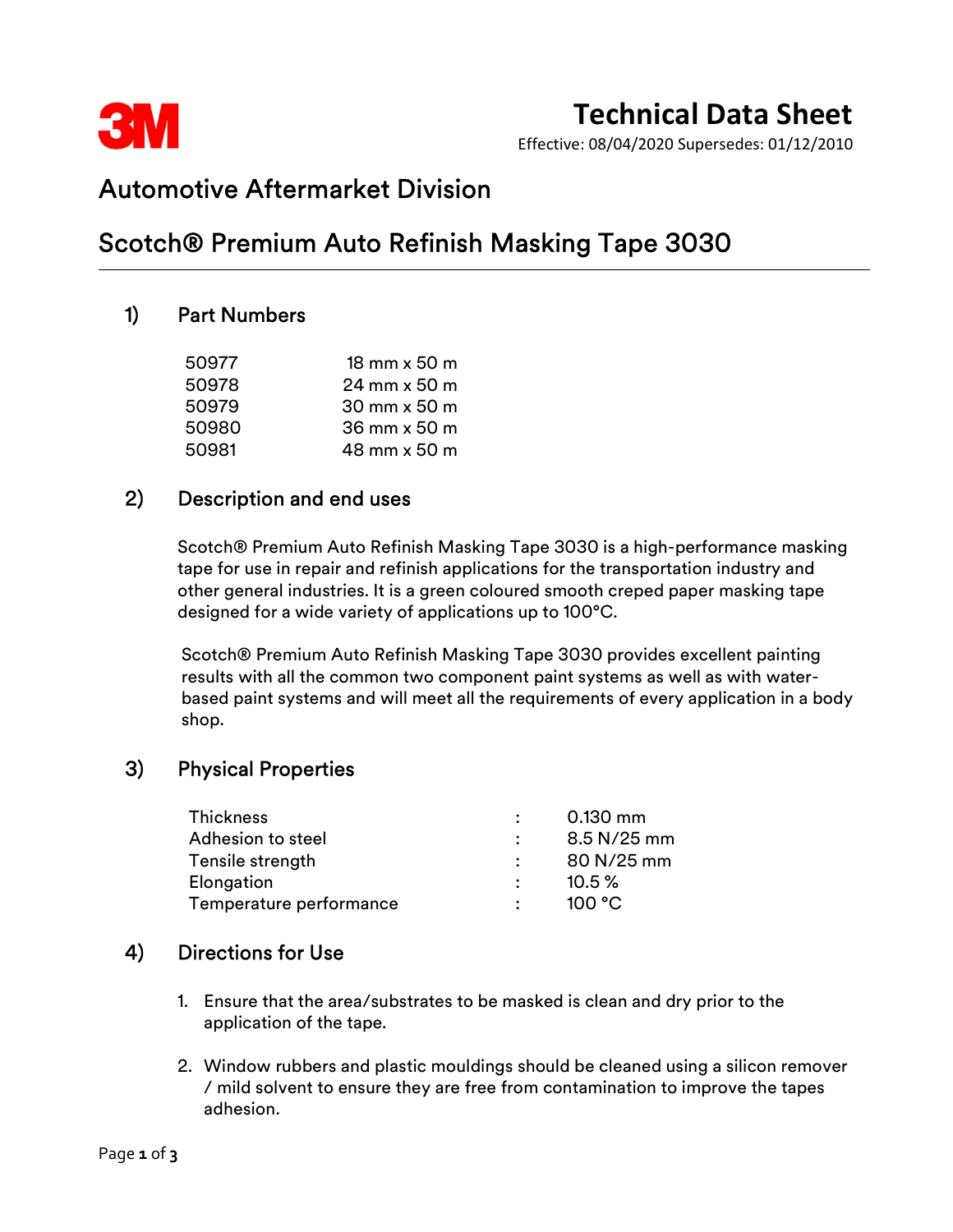3M

# Technical Data Sheet

Effective: 08/04/2020 Supersedes: 01/12/2010

## Automotive Aftermarket Division

## Scotch® Premium Auto Refinish Masking Tape 3030

### 1) Part Numbers

| | |
|---|---|
| 50977 | 18 mm x 50 m |
| 50978 | 24 mm x 50 m |
| 50979 | 30 mm x 50 m |
| 50980 | 36 mm x 50 m |
| 50981 | 48 mm x 50 m |

### 2) Description and end uses

Scotch® Premium Auto Refinish Masking Tape 3030 is a high-performance masking tape for use in repair and refinish applications for the transportation industry and other general industries. It is a green coloured smooth creped paper masking tape designed for a wide variety of applications up to 100°C.

Scotch® Premium Auto Refinish Masking Tape 3030 provides excellent painting results with all the common two component paint systems as well as with water-based paint systems and will meet all the requirements of every application in a body shop.

### 3) Physical Properties

| | | |
|---|---|---|
| Thickness | : | 0.130 mm |
| Adhesion to steel | : | 8.5 N/25 mm |
| Tensile strength | : | 80 N/25 mm |
| Elongation | : | 10.5 % |
| Temperature performance | : | 100 °C |

### 4) Directions for Use

1. Ensure that the area/substrates to be masked is clean and dry prior to the application of the tape.
2. Window rubbers and plastic mouldings should be cleaned using a silicon remover / mild solvent to ensure they are free from contamination to improve the tapes adhesion.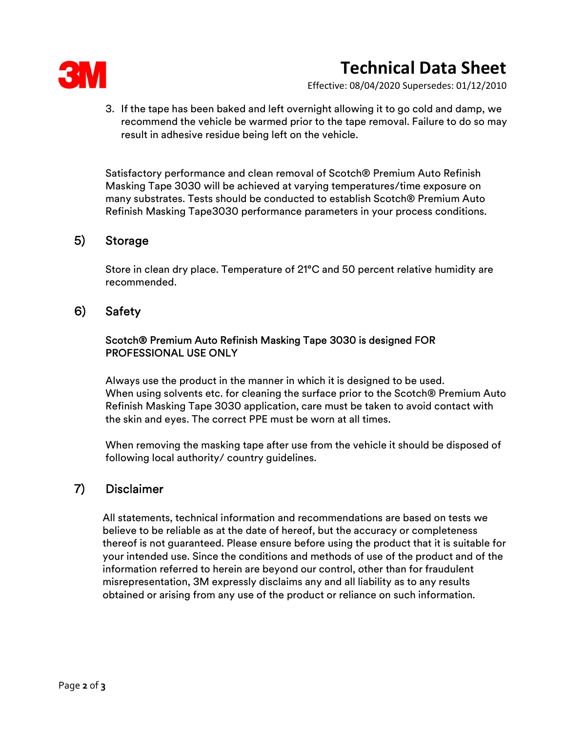3. If the tape has been baked and left overnight allowing it to go cold and damp, we recommend the vehicle be warmed prior to the tape removal. Failure to do so may result in adhesive residue being left on the vehicle.

Satisfactory performance and clean removal of Scotch® Premium Auto Refinish Masking Tape 3030 will be achieved at varying temperatures/time exposure on many substrates. Tests should be conducted to establish Scotch® Premium Auto Refinish Masking Tape3030 performance parameters in your process conditions.

## 5) Storage

Store in clean dry place. Temperature of 21°C and 50 percent relative humidity are recommended.

## 6) Safety

Scotch® Premium Auto Refinish Masking Tape 3030 is designed FOR PROFESSIONAL USE ONLY

Always use the product in the manner in which it is designed to be used.
When using solvents etc. for cleaning the surface prior to the Scotch® Premium Auto Refinish Masking Tape 3030 application, care must be taken to avoid contact with the skin and eyes. The correct PPE must be worn at all times.

When removing the masking tape after use from the vehicle it should be disposed of following local authority/ country guidelines.

## 7) Disclaimer

All statements, technical information and recommendations are based on tests we believe to be reliable as at the date of hereof, but the accuracy or completeness thereof is not guaranteed. Please ensure before using the product that it is suitable for your intended use. Since the conditions and methods of use of the product and of the information referred to herein are beyond our control, other than for fraudulent misrepresentation, 3M expressly disclaims any and all liability as to any results obtained or arising from any use of the product or reliance on such information.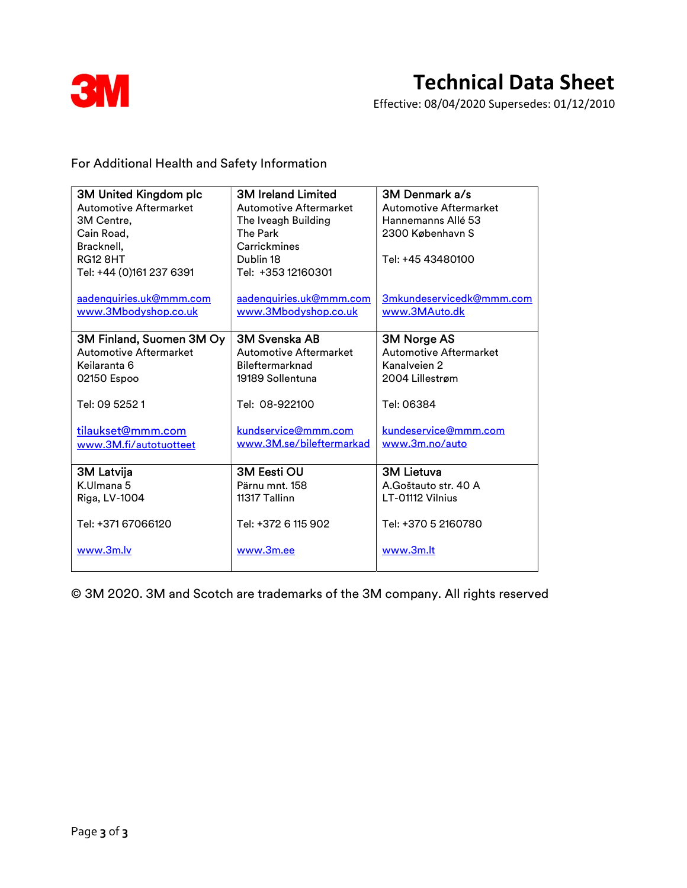# Technical Data Sheet

Effective: 08/04/2020 Supersedes: 01/12/2010

For Additional Health and Safety Information

| | | |
|---|---|---|
| **3M United Kingdom plc**<br>Automotive Aftermarket<br>3M Centre,<br>Cain Road,<br>Bracknell,<br>RG12 8HT<br>Tel: +44 (0)161 237 6391<br><br>aadenquiries.uk@mmm.com<br>www.3Mbodyshop.co.uk | **3M Ireland Limited**<br>Automotive Aftermarket<br>The Iveagh Building<br>The Park<br>Carrickmines<br>Dublin 18<br>Tel: +353 12160301<br><br>aadenquiries.uk@mmm.com<br>www.3Mbodyshop.co.uk | **3M Denmark a/s**<br>Automotive Aftermarket<br>Hannemanns Allé 53<br>2300 København S<br><br>Tel: +45 43480100<br><br>3mkundeservicedk@mmm.com<br>www.3MAuto.dk |
| **3M Finland, Suomen 3M Oy**<br>Automotive Aftermarket<br>Keilaranta 6<br>02150 Espoo<br><br>Tel: 09 5252 1<br><br>tilaukset@mmm.com<br>www.3M.fi/autotuotteet | **3M Svenska AB**<br>Automotive Aftermarket<br>Bileftermarknad<br>19189 Sollentuna<br><br>Tel: 08-922100<br><br>kundservice@mmm.com<br>www.3M.se/bileftermarkad | **3M Norge AS**<br>Automotive Aftermarket<br>Kanalveien 2<br>2004 Lillestrøm<br><br>Tel: 06384<br><br>kundeservice@mmm.com<br>www.3m.no/auto |
| **3M Latvija**<br>K.Ulmana 5<br>Riga, LV-1004<br><br>Tel: +371 67066120<br><br>www.3m.lv | **3M Eesti OU**<br>Pärnu mnt. 158<br>11317 Tallinn<br><br>Tel: +372 6 115 902<br><br>www.3m.ee | **3M Lietuva**<br>A.Goštauto str. 40 A<br>LT-01112 Vilnius<br><br>Tel: +370 5 2160780<br><br>www.3m.lt |

© 3M 2020. 3M and Scotch are trademarks of the 3M company. All rights reserved